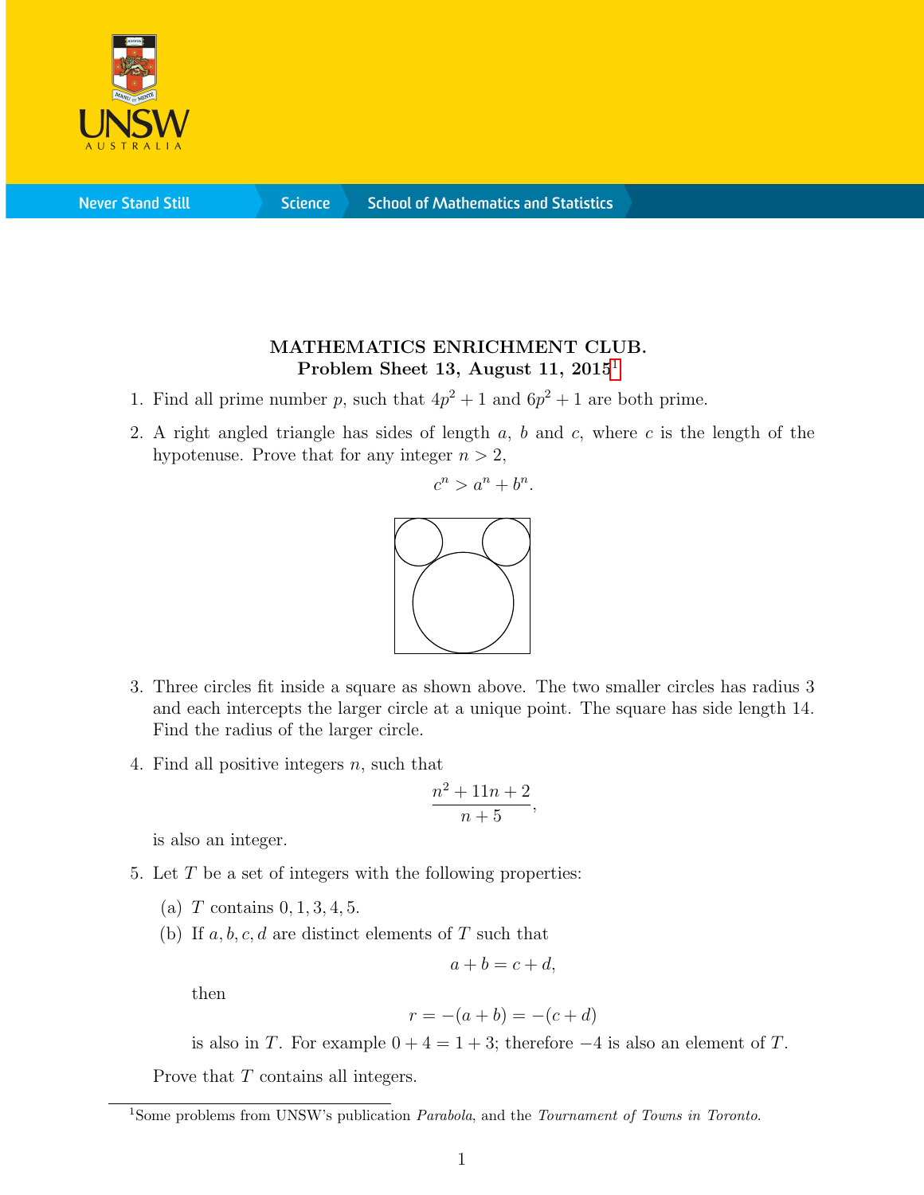# MATHEMATICS ENRICHMENT CLUB.
## Problem Sheet 13, August 11, 2015[1]

1. Find all prime number $p$, such that $4p^2 + 1$ and $6p^2 + 1$ are both prime.

2. A right angled triangle has sides of length $a$, $b$ and $c$, where $c$ is the length of the hypotenuse. Prove that for any integer $n > 2$,
$$c^n > a^n + b^n.$$

3. Three circles fit inside a square as shown above. The two smaller circles has radius 3 and each intercepts the larger circle at a unique point. The square has side length 14. Find the radius of the larger circle.

4. Find all positive integers $n$, such that
$$\frac{n^2 + 11n + 2}{n + 5},$$
is also an integer.

5. Let $T$ be a set of integers with the following properties:
   (a) $T$ contains $0, 1, 3, 4, 5$.
   (b) If $a, b, c, d$ are distinct elements of $T$ such that
   $$a + b = c + d,$$
   then
   $$r = -(a + b) = -(c + d)$$
   is also in $T$. For example $0 + 4 = 1 + 3$; therefore $-4$ is also an element of $T$.

   Prove that $T$ contains all integers.

[1] Some problems from UNSW's publication *Parabola*, and the *Tournament of Towns in Toronto*.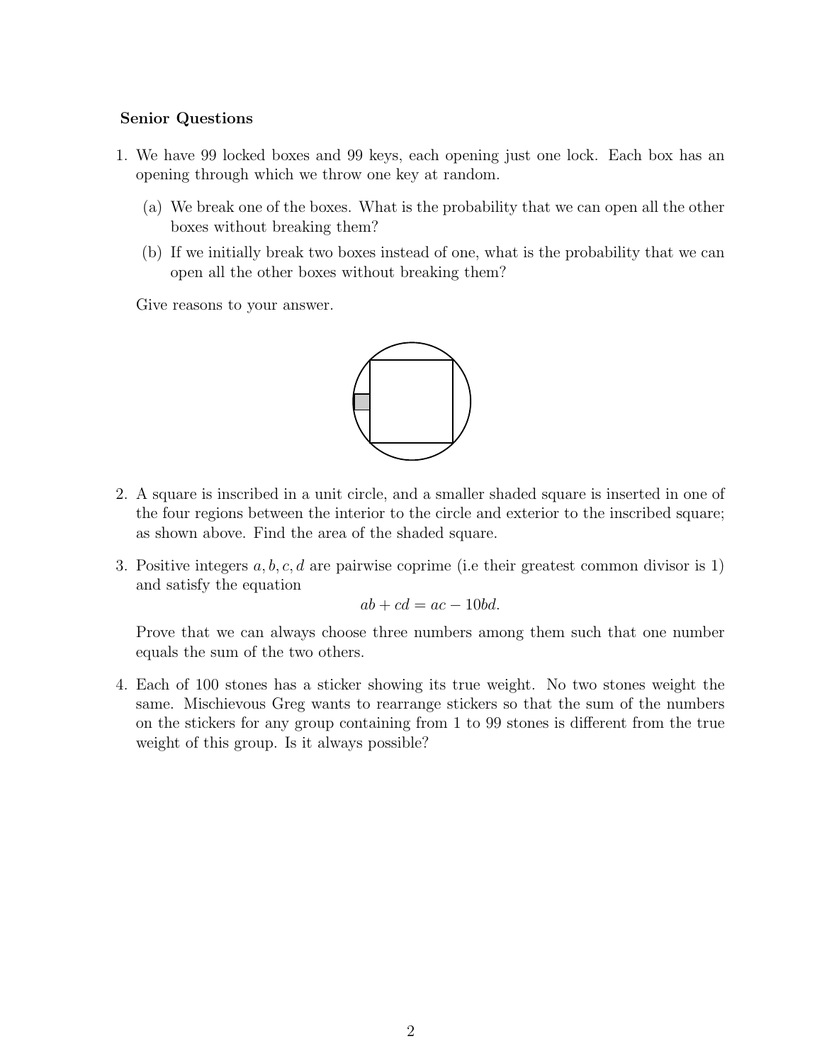**Senior Questions**

1. We have 99 locked boxes and 99 keys, each opening just one lock. Each box has an opening through which we throw one key at random.

   (a) We break one of the boxes. What is the probability that we can open all the other boxes without breaking them?

   (b) If we initially break two boxes instead of one, what is the probability that we can open all the other boxes without breaking them?

   Give reasons to your answer.

2. A square is inscribed in a unit circle, and a smaller shaded square is inserted in one of the four regions between the interior to the circle and exterior to the inscribed square; as shown above. Find the area of the shaded square.

3. Positive integers $a, b, c, d$ are pairwise coprime (i.e their greatest common divisor is 1) and satisfy the equation

$$ab + cd = ac - 10bd.$$

   Prove that we can always choose three numbers among them such that one number equals the sum of the two others.

4. Each of 100 stones has a sticker showing its true weight. No two stones weight the same. Mischievous Greg wants to rearrange stickers so that the sum of the numbers on the stickers for any group containing from 1 to 99 stones is different from the true weight of this group. Is it always possible?